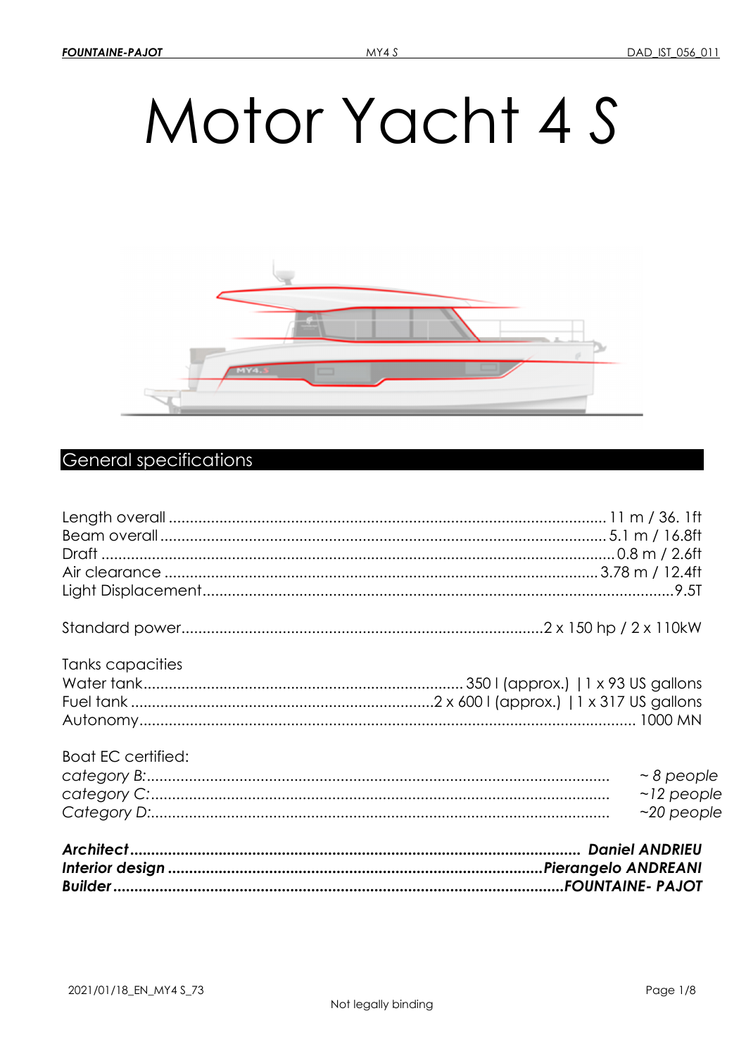# Motor Yacht 4 S

## General specifications

Length overall ........................................................................................................ 11 m / 36. 1ft
Beam overall ......................................................................................................... 5.1 m / 16.8ft
Draft ........................................................................................................................ 0.8 m / 2.6ft
Air clearance ...................................................................................................... 3.78 m / 12.4ft
Light Displacement.................................................................................................................9.5T

Standard power.....................................................................................2 x 150 hp / 2 x 110kW

Tanks capacities
Water tank............................................................................ 350 l (approx.) | 1 x 93 US gallons
Fuel tank .......................................................................2 x 600 l (approx.) | 1 x 317 US gallons
Autonomy.......................................................................................................................... 1000 MN

Boat EC certified:
*category B:............................................................................................................ ~ 8 people*
*category C:............................................................................................................ ~12 people*
*Category D:............................................................................................................ ~20 people*

***Architect*** ***........................................................................................................ Daniel ANDRIEU***
***Interior design*** ***......................................................................................Pierangelo ANDREANI***
***Builder*** ***......................................................................................................FOUNTAINE- PAJOT***

2021/01/18_EN_MY4 S_73

Not legally binding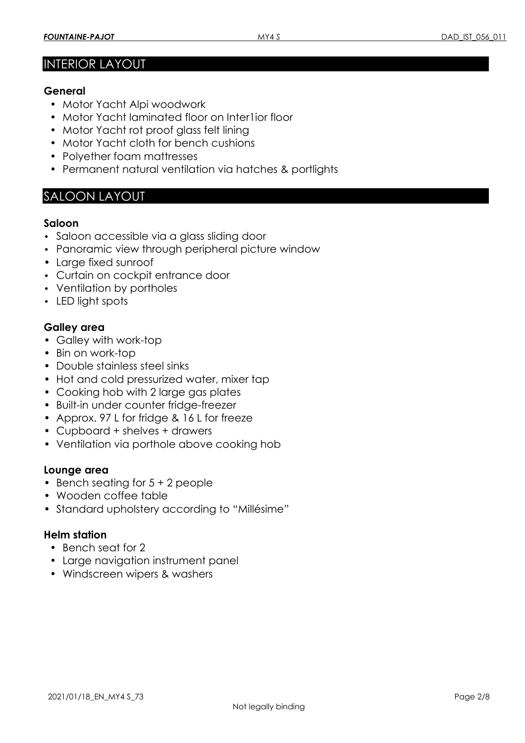## INTERIOR LAYOUT

### General

- Motor Yacht Alpi woodwork
- Motor Yacht laminated floor on Inter1ior floor
- Motor Yacht rot proof glass felt lining
- Motor Yacht cloth for bench cushions
- Polyether foam mattresses
- Permanent natural ventilation via hatches & portlights

## SALOON LAYOUT

### Saloon

- Saloon accessible via a glass sliding door
- Panoramic view through peripheral picture window
- Large fixed sunroof
- Curtain on cockpit entrance door
- Ventilation by portholes
- LED light spots

### Galley area

- Galley with work-top
- Bin on work-top
- Double stainless steel sinks
- Hot and cold pressurized water, mixer tap
- Cooking hob with 2 large gas plates
- Built-in under counter fridge-freezer
- Approx. 97 L for fridge & 16 L for freeze
- Cupboard + shelves + drawers
- Ventilation via porthole above cooking hob

### Lounge area

- Bench seating for 5 + 2 people
- Wooden coffee table
- Standard upholstery according to "Millésime"

### Helm station

- Bench seat for 2
- Large navigation instrument panel
- Windscreen wipers & washers

Not legally binding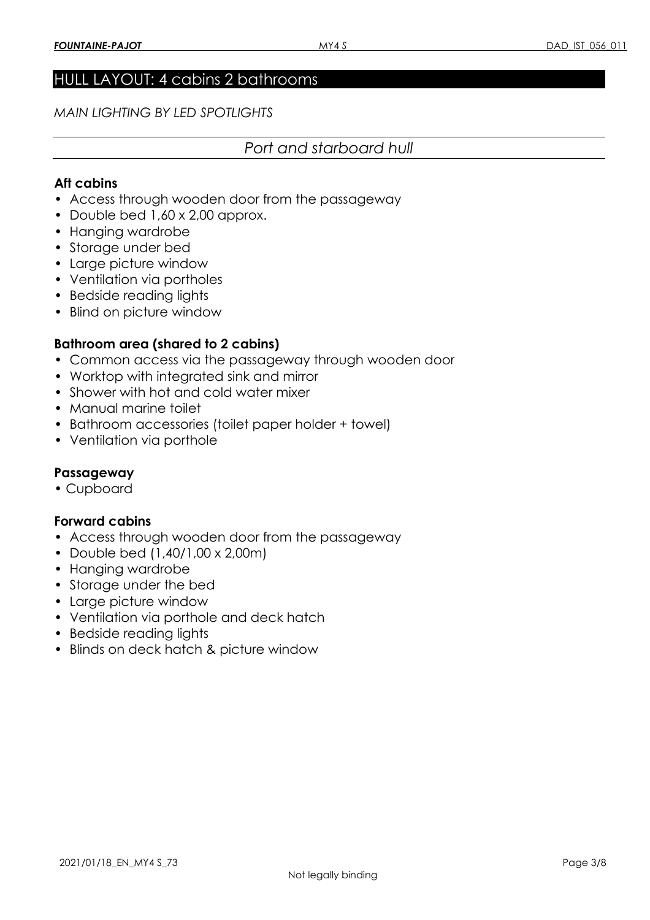# HULL LAYOUT: 4 cabins 2 bathrooms

*MAIN LIGHTING BY LED SPOTLIGHTS*

## *Port and starboard hull*

### Aft cabins

- Access through wooden door from the passageway
- Double bed 1,60 x 2,00 approx.
- Hanging wardrobe
- Storage under bed
- Large picture window
- Ventilation via portholes
- Bedside reading lights
- Blind on picture window

### Bathroom area (shared to 2 cabins)

- Common access via the passageway through wooden door
- Worktop with integrated sink and mirror
- Shower with hot and cold water mixer
- Manual marine toilet
- Bathroom accessories (toilet paper holder + towel)
- Ventilation via porthole

### Passageway

- Cupboard

### Forward cabins

- Access through wooden door from the passageway
- Double bed (1,40/1,00 x 2,00m)
- Hanging wardrobe
- Storage under the bed
- Large picture window
- Ventilation via porthole and deck hatch
- Bedside reading lights
- Blinds on deck hatch & picture window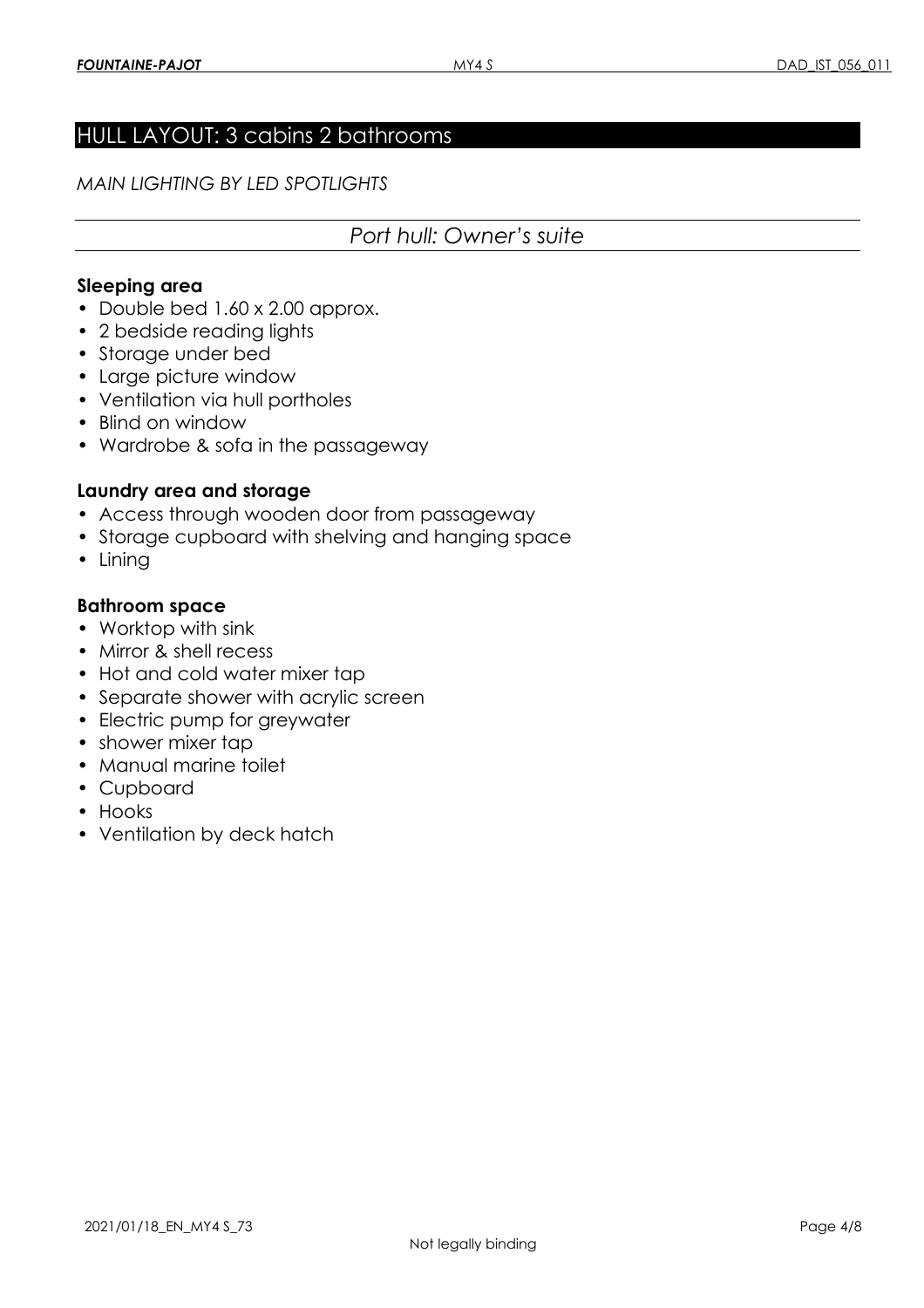# HULL LAYOUT: 3 cabins 2 bathrooms

*MAIN LIGHTING BY LED SPOTLIGHTS*

## *Port hull: Owner's suite*

### Sleeping area

- Double bed 1.60 x 2.00 approx.
- 2 bedside reading lights
- Storage under bed
- Large picture window
- Ventilation via hull portholes
- Blind on window
- Wardrobe & sofa in the passageway

### Laundry area and storage

- Access through wooden door from passageway
- Storage cupboard with shelving and hanging space
- Lining

### Bathroom space

- Worktop with sink
- Mirror & shell recess
- Hot and cold water mixer tap
- Separate shower with acrylic screen
- Electric pump for greywater
- shower mixer tap
- Manual marine toilet
- Cupboard
- Hooks
- Ventilation by deck hatch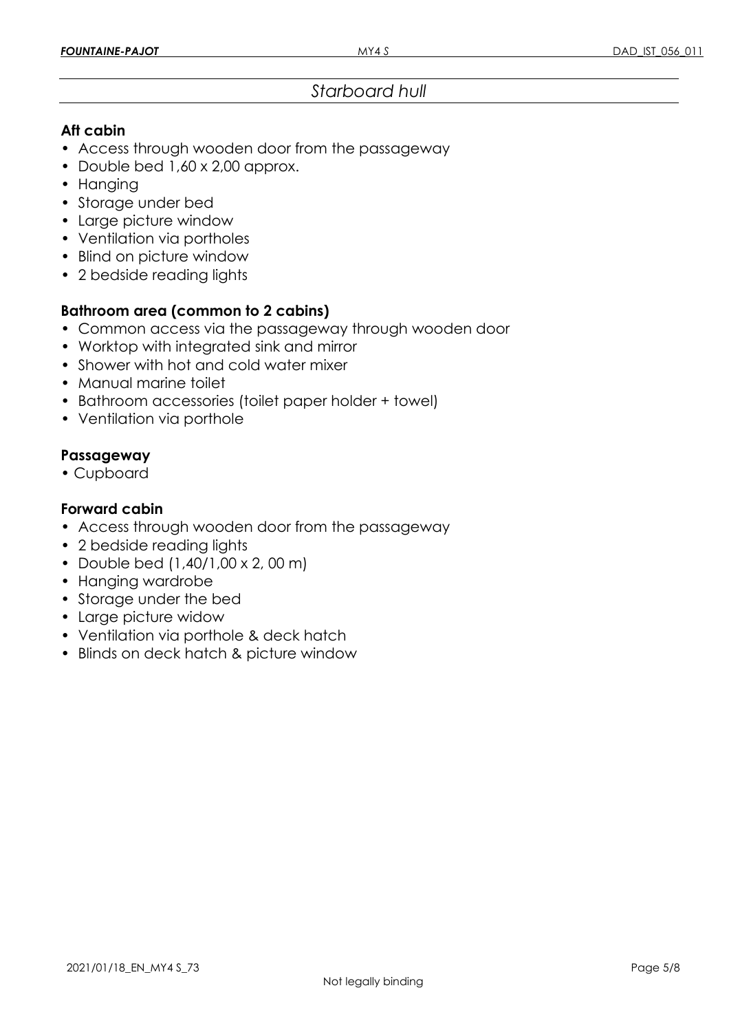## *Starboard hull*

### Aft cabin

- Access through wooden door from the passageway
- Double bed 1,60 x 2,00 approx.
- Hanging
- Storage under bed
- Large picture window
- Ventilation via portholes
- Blind on picture window
- 2 bedside reading lights

### Bathroom area (common to 2 cabins)

- Common access via the passageway through wooden door
- Worktop with integrated sink and mirror
- Shower with hot and cold water mixer
- Manual marine toilet
- Bathroom accessories (toilet paper holder + towel)
- Ventilation via porthole

### Passageway

- Cupboard

### Forward cabin

- Access through wooden door from the passageway
- 2 bedside reading lights
- Double bed (1,40/1,00 x 2, 00 m)
- Hanging wardrobe
- Storage under the bed
- Large picture widow
- Ventilation via porthole & deck hatch
- Blinds on deck hatch & picture window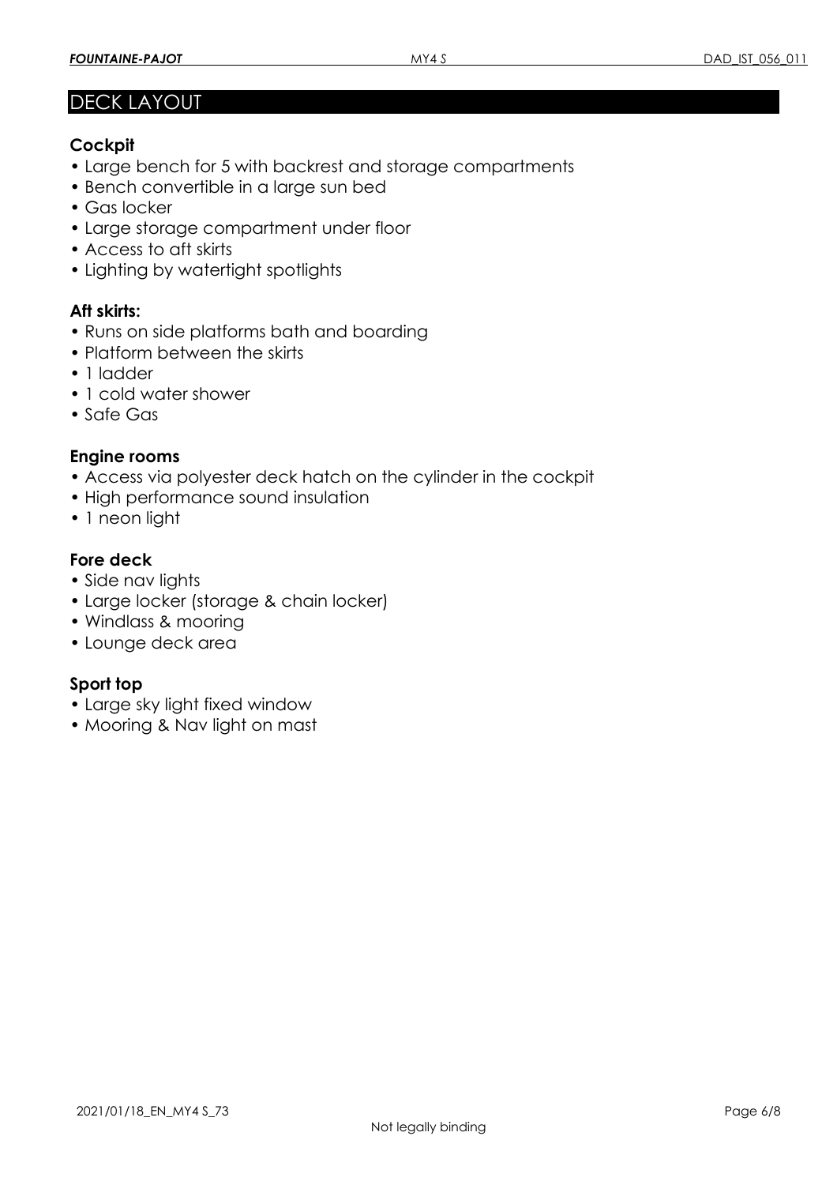## DECK LAYOUT

### Cockpit

- Large bench for 5 with backrest and storage compartments
- Bench convertible in a large sun bed
- Gas locker
- Large storage compartment under floor
- Access to aft skirts
- Lighting by watertight spotlights

### Aft skirts:

- Runs on side platforms bath and boarding
- Platform between the skirts
- 1 ladder
- 1 cold water shower
- Safe Gas

### Engine rooms

- Access via polyester deck hatch on the cylinder in the cockpit
- High performance sound insulation
- 1 neon light

### Fore deck

- Side nav lights
- Large locker (storage & chain locker)
- Windlass & mooring
- Lounge deck area

### Sport top

- Large sky light fixed window
- Mooring & Nav light on mast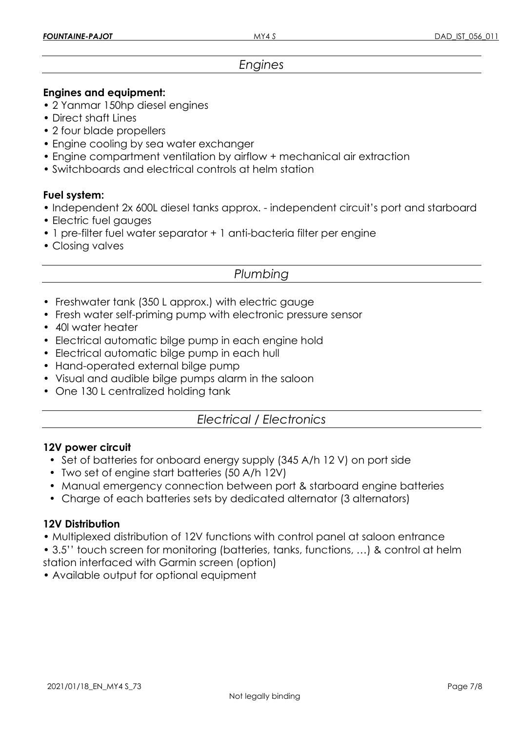## *Engines*

**Engines and equipment:**

- 2 Yanmar 150hp diesel engines
- Direct shaft Lines
- 2 four blade propellers
- Engine cooling by sea water exchanger
- Engine compartment ventilation by airflow + mechanical air extraction
- Switchboards and electrical controls at helm station

**Fuel system:**

- Independent 2x 600L diesel tanks approx. - independent circuit's port and starboard
- Electric fuel gauges
- 1 pre-filter fuel water separator + 1 anti-bacteria filter per engine
- Closing valves

## *Plumbing*

- Freshwater tank (350 L approx.) with electric gauge
- Fresh water self-priming pump with electronic pressure sensor
- 40l water heater
- Electrical automatic bilge pump in each engine hold
- Electrical automatic bilge pump in each hull
- Hand-operated external bilge pump
- Visual and audible bilge pumps alarm in the saloon
- One 130 L centralized holding tank

## *Electrical / Electronics*

**12V power circuit**

- Set of batteries for onboard energy supply (345 A/h 12 V) on port side
- Two set of engine start batteries (50 A/h 12V)
- Manual emergency connection between port & starboard engine batteries
- Charge of each batteries sets by dedicated alternator (3 alternators)

**12V Distribution**

- Multiplexed distribution of 12V functions with control panel at saloon entrance
- 3.5'' touch screen for monitoring (batteries, tanks, functions, …) & control at helm station interfaced with Garmin screen (option)
- Available output for optional equipment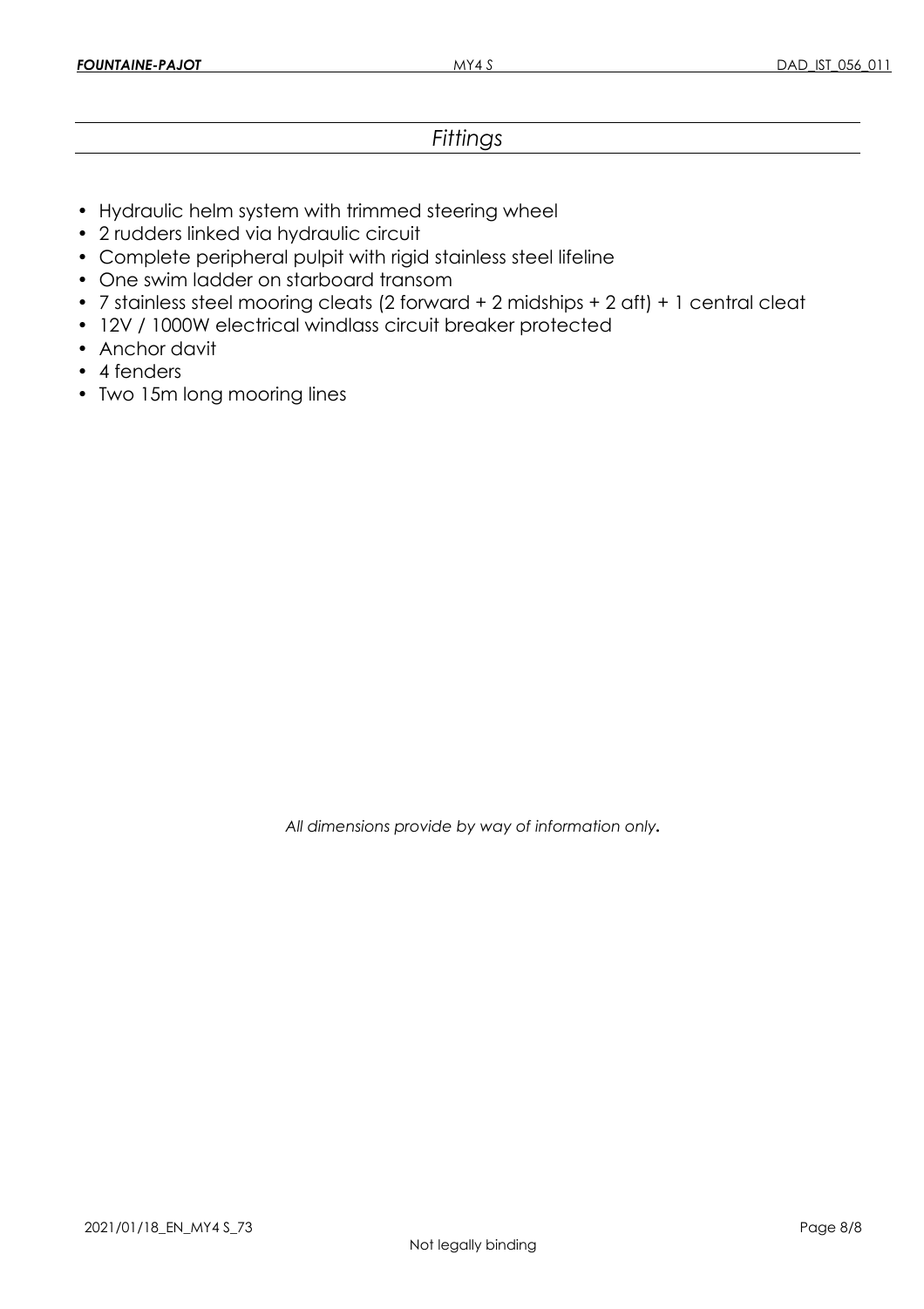## *Fittings*

- Hydraulic helm system with trimmed steering wheel
- 2 rudders linked via hydraulic circuit
- Complete peripheral pulpit with rigid stainless steel lifeline
- One swim ladder on starboard transom
- 7 stainless steel mooring cleats (2 forward + 2 midships + 2 aft) + 1 central cleat
- 12V / 1000W electrical windlass circuit breaker protected
- Anchor davit
- 4 fenders
- Two 15m long mooring lines

*All dimensions provide by way of information only.*